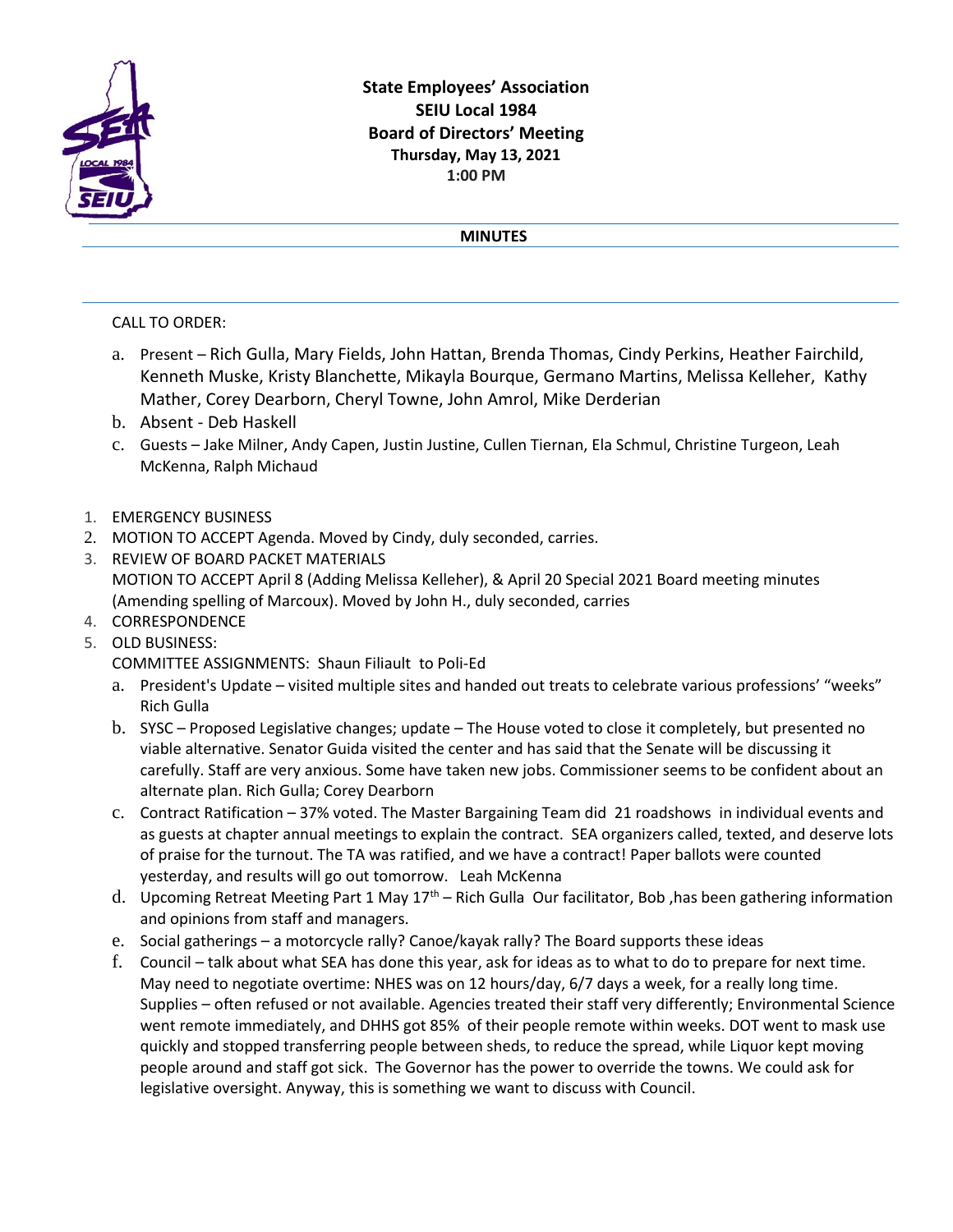**State Employees' Association**
**SEIU Local 1984**
**Board of Directors' Meeting**
**Thursday, May 13, 2021**
**1:00 PM**

**MINUTES**

CALL TO ORDER:

a. Present – Rich Gulla, Mary Fields, John Hattan, Brenda Thomas, Cindy Perkins, Heather Fairchild, Kenneth Muske, Kristy Blanchette, Mikayla Bourque, Germano Martins, Melissa Kelleher, Kathy Mather, Corey Dearborn, Cheryl Towne, John Amrol, Mike Derderian
b. Absent - Deb Haskell
c. Guests – Jake Milner, Andy Capen, Justin Justine, Cullen Tiernan, Ela Schmul, Christine Turgeon, Leah McKenna, Ralph Michaud

1. EMERGENCY BUSINESS
2. MOTION TO ACCEPT Agenda. Moved by Cindy, duly seconded, carries.
3. REVIEW OF BOARD PACKET MATERIALS
   MOTION TO ACCEPT April 8 (Adding Melissa Kelleher), & April 20 Special 2021 Board meeting minutes (Amending spelling of Marcoux). Moved by John H., duly seconded, carries
4. CORRESPONDENCE
5. OLD BUSINESS:
   COMMITTEE ASSIGNMENTS: Shaun Filiault to Poli-Ed
   a. President's Update – visited multiple sites and handed out treats to celebrate various professions' "weeks" Rich Gulla
   b. SYSC – Proposed Legislative changes; update – The House voted to close it completely, but presented no viable alternative. Senator Guida visited the center and has said that the Senate will be discussing it carefully. Staff are very anxious. Some have taken new jobs. Commissioner seems to be confident about an alternate plan. Rich Gulla; Corey Dearborn
   c. Contract Ratification – 37% voted. The Master Bargaining Team did 21 roadshows in individual events and as guests at chapter annual meetings to explain the contract. SEA organizers called, texted, and deserve lots of praise for the turnout. The TA was ratified, and we have a contract! Paper ballots were counted yesterday, and results will go out tomorrow. Leah McKenna
   d. Upcoming Retreat Meeting Part 1 May 17th – Rich Gulla Our facilitator, Bob ,has been gathering information and opinions from staff and managers.
   e. Social gatherings – a motorcycle rally? Canoe/kayak rally? The Board supports these ideas
   f. Council – talk about what SEA has done this year, ask for ideas as to what to do to prepare for next time. May need to negotiate overtime: NHES was on 12 hours/day, 6/7 days a week, for a really long time. Supplies – often refused or not available. Agencies treated their staff very differently; Environmental Science went remote immediately, and DHHS got 85% of their people remote within weeks. DOT went to mask use quickly and stopped transferring people between sheds, to reduce the spread, while Liquor kept moving people around and staff got sick. The Governor has the power to override the towns. We could ask for legislative oversight. Anyway, this is something we want to discuss with Council.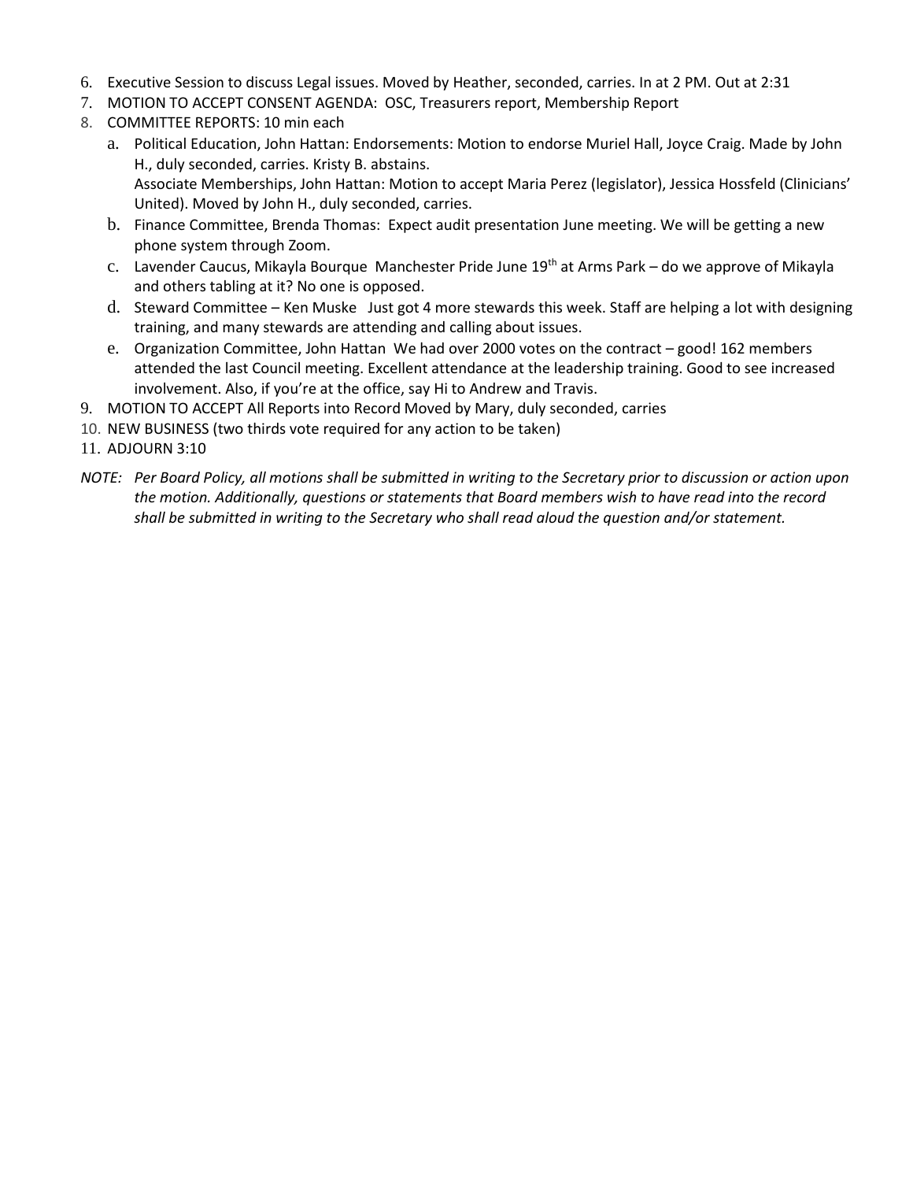6. Executive Session to discuss Legal issues. Moved by Heather, seconded, carries. In at 2 PM. Out at 2:31
7. MOTION TO ACCEPT CONSENT AGENDA: OSC, Treasurers report, Membership Report
8. COMMITTEE REPORTS: 10 min each
   a. Political Education, John Hattan: Endorsements: Motion to endorse Muriel Hall, Joyce Craig. Made by John H., duly seconded, carries. Kristy B. abstains.
      Associate Memberships, John Hattan: Motion to accept Maria Perez (legislator), Jessica Hossfeld (Clinicians' United). Moved by John H., duly seconded, carries.
   b. Finance Committee, Brenda Thomas: Expect audit presentation June meeting. We will be getting a new phone system through Zoom.
   c. Lavender Caucus, Mikayla Bourque Manchester Pride June 19th at Arms Park – do we approve of Mikayla and others tabling at it? No one is opposed.
   d. Steward Committee – Ken Muske Just got 4 more stewards this week. Staff are helping a lot with designing training, and many stewards are attending and calling about issues.
   e. Organization Committee, John Hattan We had over 2000 votes on the contract – good! 162 members attended the last Council meeting. Excellent attendance at the leadership training. Good to see increased involvement. Also, if you're at the office, say Hi to Andrew and Travis.
9. MOTION TO ACCEPT All Reports into Record Moved by Mary, duly seconded, carries
10. NEW BUSINESS (two thirds vote required for any action to be taken)
11. ADJOURN 3:10

*NOTE: Per Board Policy, all motions shall be submitted in writing to the Secretary prior to discussion or action upon the motion. Additionally, questions or statements that Board members wish to have read into the record shall be submitted in writing to the Secretary who shall read aloud the question and/or statement.*